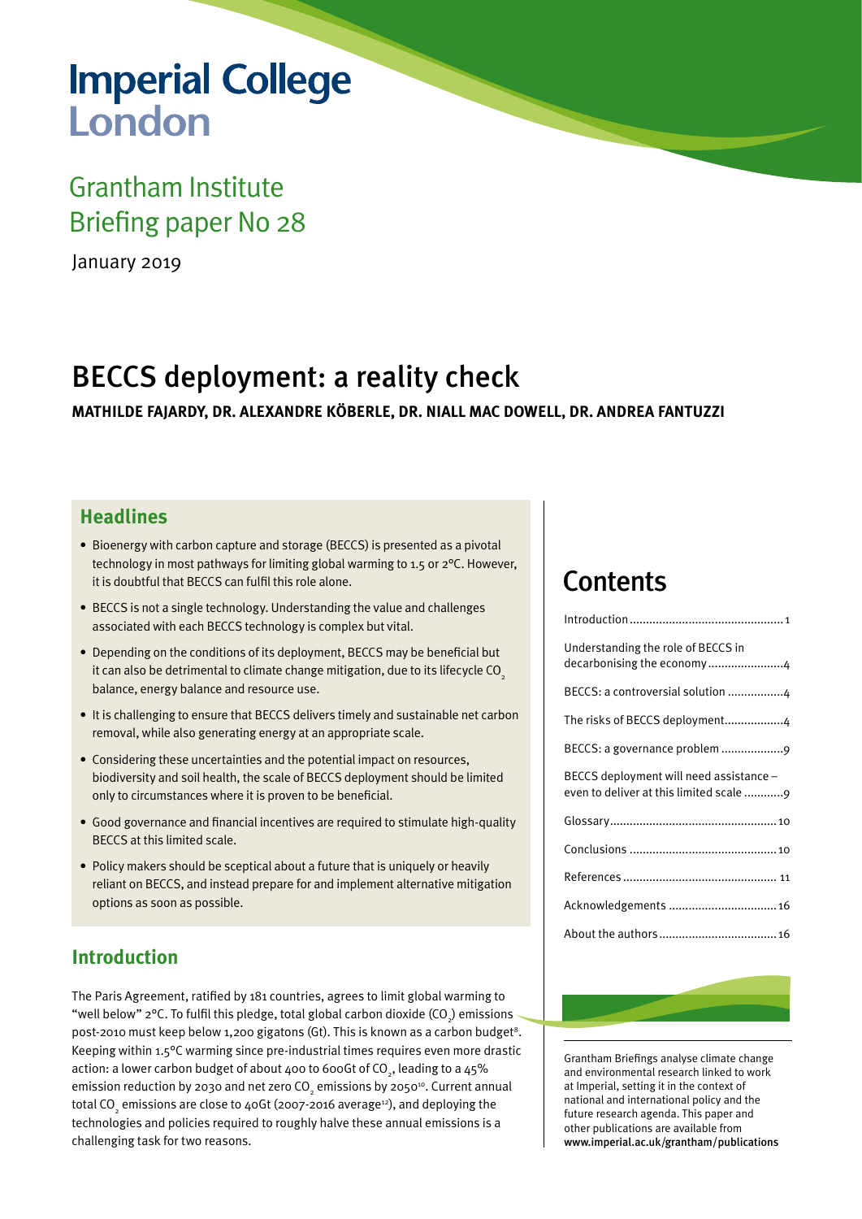# Imperial College London

## Grantham Institute
## Briefing paper No 28

January 2019

# BECCS deployment: a reality check

**MATHILDE FAJARDY, DR. ALEXANDRE KÖBERLE, DR. NIALL MAC DOWELL, DR. ANDREA FANTUZZI**

## Headlines

- Bioenergy with carbon capture and storage (BECCS) is presented as a pivotal technology in most pathways for limiting global warming to 1.5 or 2°C. However, it is doubtful that BECCS can fulfil this role alone.
- BECCS is not a single technology. Understanding the value and challenges associated with each BECCS technology is complex but vital.
- Depending on the conditions of its deployment, BECCS may be beneficial but it can also be detrimental to climate change mitigation, due to its lifecycle $CO_2$ balance, energy balance and resource use.
- It is challenging to ensure that BECCS delivers timely and sustainable net carbon removal, while also generating energy at an appropriate scale.
- Considering these uncertainties and the potential impact on resources, biodiversity and soil health, the scale of BECCS deployment should be limited only to circumstances where it is proven to be beneficial.
- Good governance and financial incentives are required to stimulate high-quality BECCS at this limited scale.
- Policy makers should be sceptical about a future that is uniquely or heavily reliant on BECCS, and instead prepare for and implement alternative mitigation options as soon as possible.

## Introduction

The Paris Agreement, ratified by 181 countries, agrees to limit global warming to "well below" 2°C. To fulfil this pledge, total global carbon dioxide ($CO_2$) emissions post-2010 must keep below 1,200 gigatons (Gt). This is known as a carbon budget[8]. Keeping within 1.5°C warming since pre-industrial times requires even more drastic action: a lower carbon budget of about 400 to 600Gt of $CO_2$, leading to a 45% emission reduction by 2030 and net zero $CO_2$ emissions by 2050[10]. Current annual total $CO_2$ emissions are close to 40Gt (2007-2016 average[12]), and deploying the technologies and policies required to roughly halve these annual emissions is a challenging task for two reasons.

## Contents

| | |
|---|---|
| Introduction | 1 |
| Understanding the role of BECCS in decarbonising the economy | 4 |
| BECCS: a controversial solution | 4 |
| The risks of BECCS deployment | 4 |
| BECCS: a governance problem | 9 |
| BECCS deployment will need assistance – even to deliver at this limited scale | 9 |
| Glossary | 10 |
| Conclusions | 10 |
| References | 11 |
| Acknowledgements | 16 |
| About the authors | 16 |

Grantham Briefings analyse climate change and environmental research linked to work at Imperial, setting it in the context of national and international policy and the future research agenda. This paper and other publications are available from **www.imperial.ac.uk/grantham/publications**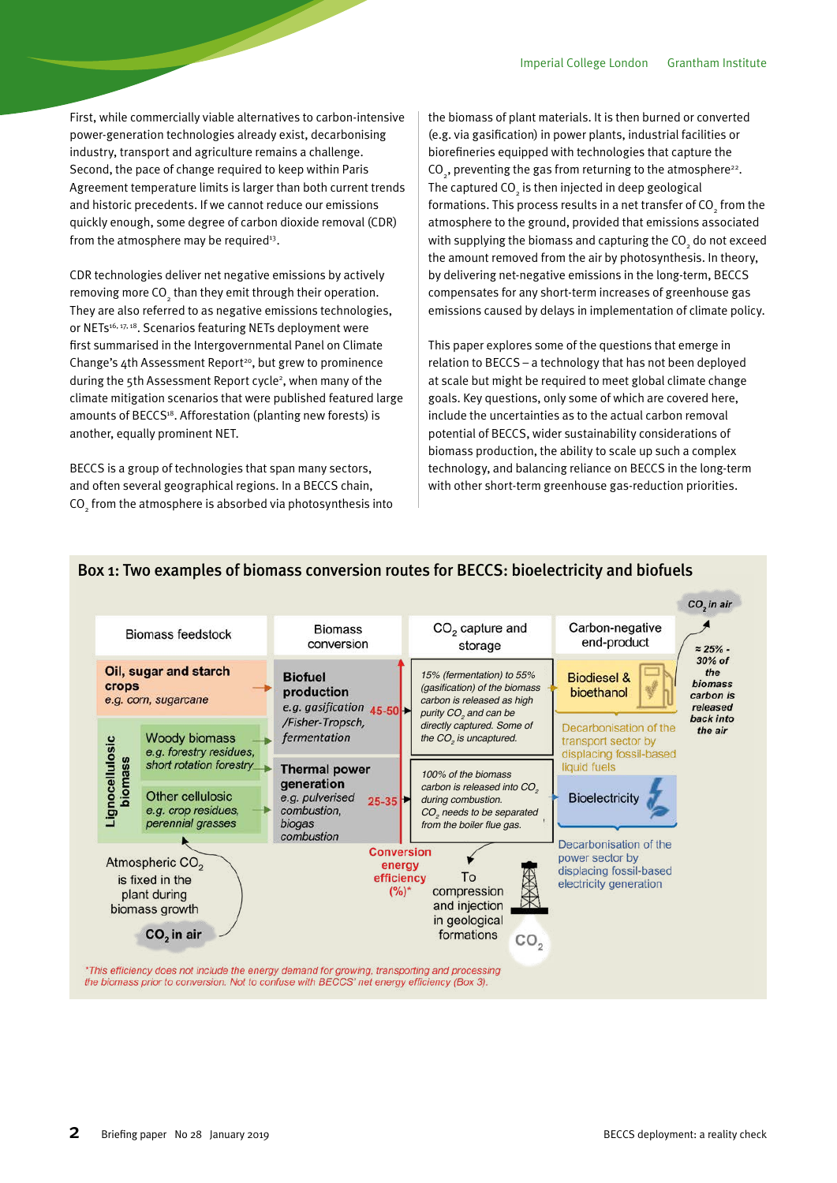First, while commercially viable alternatives to carbon-intensive power-generation technologies already exist, decarbonising industry, transport and agriculture remains a challenge. Second, the pace of change required to keep within Paris Agreement temperature limits is larger than both current trends and historic precedents. If we cannot reduce our emissions quickly enough, some degree of carbon dioxide removal (CDR) from the atmosphere may be required[13].

CDR technologies deliver net negative emissions by actively removing more $CO_2$ than they emit through their operation. They are also referred to as negative emissions technologies, or NETs[16, 17, 18]. Scenarios featuring NETs deployment were first summarised in the Intergovernmental Panel on Climate Change's 4th Assessment Report[20], but grew to prominence during the 5th Assessment Report cycle[2], when many of the climate mitigation scenarios that were published featured large amounts of BECCS[18]. Afforestation (planting new forests) is another, equally prominent NET.

BECCS is a group of technologies that span many sectors, and often several geographical regions. In a BECCS chain, $CO_2$ from the atmosphere is absorbed via photosynthesis into the biomass of plant materials. It is then burned or converted (e.g. via gasification) in power plants, industrial facilities or biorefineries equipped with technologies that capture the $CO_2$, preventing the gas from returning to the atmosphere[22]. The captured $CO_2$ is then injected in deep geological formations. This process results in a net transfer of $CO_2$ from the atmosphere to the ground, provided that emissions associated with supplying the biomass and capturing the $CO_2$ do not exceed the amount removed from the air by photosynthesis. In theory, by delivering net-negative emissions in the long-term, BECCS compensates for any short-term increases of greenhouse gas emissions caused by delays in implementation of climate policy.

This paper explores some of the questions that emerge in relation to BECCS – a technology that has not been deployed at scale but might be required to meet global climate change goals. Key questions, only some of which are covered here, include the uncertainties as to the actual carbon removal potential of BECCS, wider sustainability considerations of biomass production, the ability to scale up such a complex technology, and balancing reliance on BECCS in the long-term with other short-term greenhouse gas-reduction priorities.

## Box 1: Two examples of biomass conversion routes for BECCS: bioelectricity and biofuels

| Biomass feedstock | Biomass conversion | Conversion energy efficiency (%)* | $CO_2$ capture and storage | Carbon-negative end-product |
|---|---|---|---|---|
| **Oil, sugar and starch crops** *e.g. corn, sugarcane*; Lignocellulosic biomass: Woody biomass *e.g. forestry residues, short rotation forestry* | **Biofuel production** *e.g. gasification /Fisher-Tropsch, fermentation* | 45-50 | *15% (fermentation) to 55% (gasification) of the biomass carbon is released as high purity $CO_2$ and can be directly captured. Some of the $CO_2$ is uncaptured.* | Biodiesel & bioethanol — Decarbonisation of the transport sector by displacing fossil-based liquid fuels |
| Lignocellulosic biomass: Woody biomass; Other cellulosic *e.g. crop residues, perennial grasses* | **Thermal power generation** *e.g. pulverised combustion, biogas combustion* | 25-35 | *100% of the biomass carbon is released into $CO_2$ during combustion. $CO_2$ needs to be separated from the boiler flue gas.* | Bioelectricity — Decarbonisation of the power sector by displacing fossil-based electricity generation |

Atmospheric $CO_2$ is fixed in the plant during biomass growth ($CO_2$ in air).

Captured $CO_2$: To compression and injection in geological formations.

*≈ 25% - 30% of the biomass carbon is released back into the air* ($CO_2$ in air).

*\*This efficiency does not include the energy demand for growing, transporting and processing the biomass prior to conversion. Not to confuse with BECCS' net energy efficiency (Box 3).*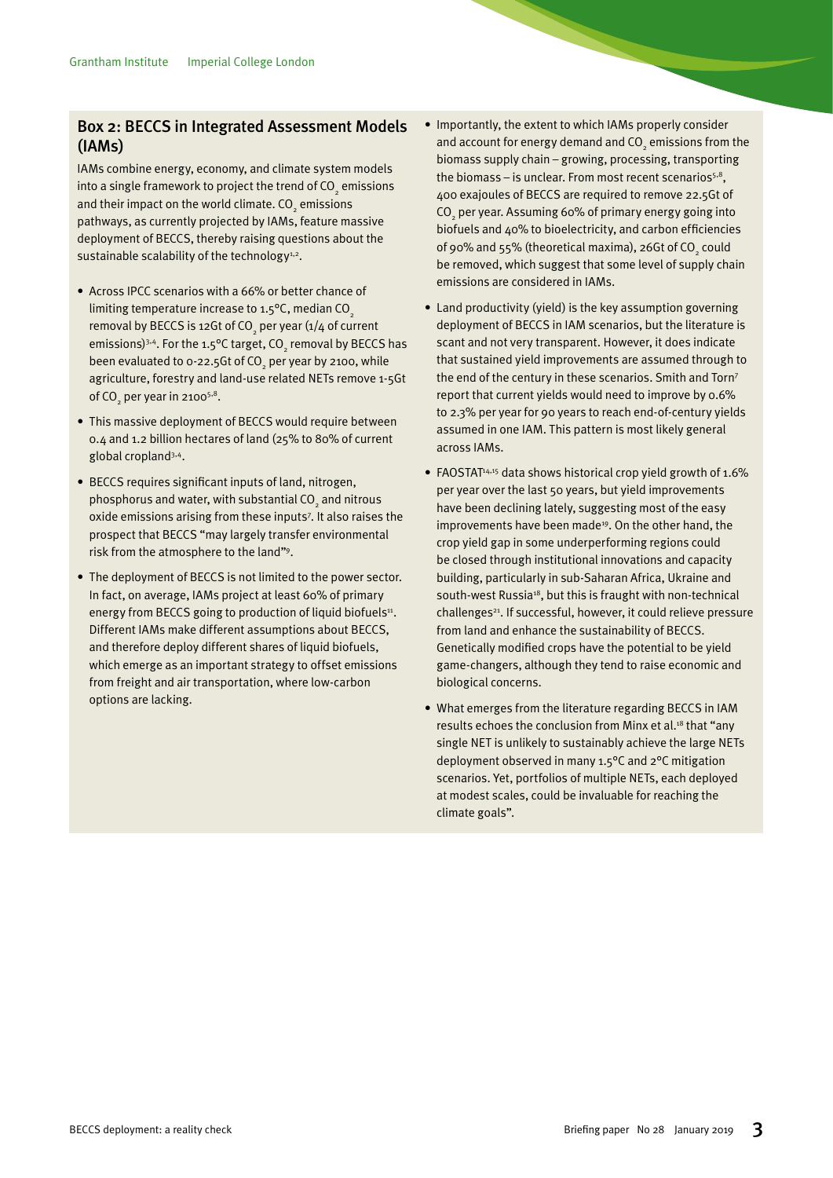## Box 2: BECCS in Integrated Assessment Models (IAMs)

IAMs combine energy, economy, and climate system models into a single framework to project the trend of $CO_2$ emissions and their impact on the world climate. $CO_2$ emissions pathways, as currently projected by IAMs, feature massive deployment of BECCS, thereby raising questions about the sustainable scalability of the technology[1,2].

- Across IPCC scenarios with a 66% or better chance of limiting temperature increase to 1.5°C, median $CO_2$ removal by BECCS is 12Gt of $CO_2$ per year (1/4 of current emissions)[3,4]. For the 1.5°C target, $CO_2$ removal by BECCS has been evaluated to 0-22.5Gt of $CO_2$ per year by 2100, while agriculture, forestry and land-use related NETs remove 1-5Gt of $CO_2$ per year in 2100[5,8].
- This massive deployment of BECCS would require between 0.4 and 1.2 billion hectares of land (25% to 80% of current global cropland[3,4].
- BECCS requires significant inputs of land, nitrogen, phosphorus and water, with substantial $CO_2$ and nitrous oxide emissions arising from these inputs[7]. It also raises the prospect that BECCS "may largely transfer environmental risk from the atmosphere to the land"[9].
- The deployment of BECCS is not limited to the power sector. In fact, on average, IAMs project at least 60% of primary energy from BECCS going to production of liquid biofuels[11]. Different IAMs make different assumptions about BECCS, and therefore deploy different shares of liquid biofuels, which emerge as an important strategy to offset emissions from freight and air transportation, where low-carbon options are lacking.
- Importantly, the extent to which IAMs properly consider and account for energy demand and $CO_2$ emissions from the biomass supply chain – growing, processing, transporting the biomass – is unclear. From most recent scenarios[5,8], 400 exajoules of BECCS are required to remove 22.5Gt of $CO_2$ per year. Assuming 60% of primary energy going into biofuels and 40% to bioelectricity, and carbon efficiencies of 90% and 55% (theoretical maxima), 26Gt of $CO_2$ could be removed, which suggest that some level of supply chain emissions are considered in IAMs.
- Land productivity (yield) is the key assumption governing deployment of BECCS in IAM scenarios, but the literature is scant and not very transparent. However, it does indicate that sustained yield improvements are assumed through to the end of the century in these scenarios. Smith and Torn[7] report that current yields would need to improve by 0.6% to 2.3% per year for 90 years to reach end-of-century yields assumed in one IAM. This pattern is most likely general across IAMs.
- FAOSTAT[14,15] data shows historical crop yield growth of 1.6% per year over the last 50 years, but yield improvements have been declining lately, suggesting most of the easy improvements have been made[19]. On the other hand, the crop yield gap in some underperforming regions could be closed through institutional innovations and capacity building, particularly in sub-Saharan Africa, Ukraine and south-west Russia[18], but this is fraught with non-technical challenges[21]. If successful, however, it could relieve pressure from land and enhance the sustainability of BECCS. Genetically modified crops have the potential to be yield game-changers, although they tend to raise economic and biological concerns.
- What emerges from the literature regarding BECCS in IAM results echoes the conclusion from Minx et al.[18] that "any single NET is unlikely to sustainably achieve the large NETs deployment observed in many 1.5°C and 2°C mitigation scenarios. Yet, portfolios of multiple NETs, each deployed at modest scales, could be invaluable for reaching the climate goals".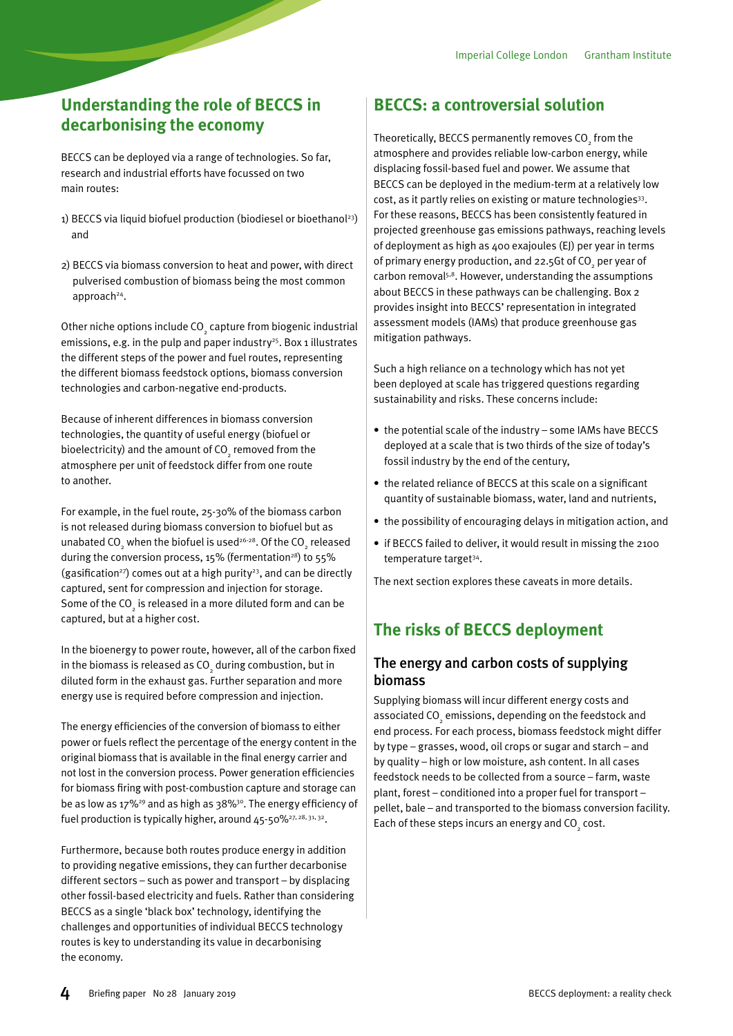## Understanding the role of BECCS in decarbonising the economy

BECCS can be deployed via a range of technologies. So far, research and industrial efforts have focussed on two main routes:

1) BECCS via liquid biofuel production (biodiesel or bioethanol[23]) and

2) BECCS via biomass conversion to heat and power, with direct pulverised combustion of biomass being the most common approach[24].

Other niche options include $CO_2$ capture from biogenic industrial emissions, e.g. in the pulp and paper industry[25]. Box 1 illustrates the different steps of the power and fuel routes, representing the different biomass feedstock options, biomass conversion technologies and carbon-negative end-products.

Because of inherent differences in biomass conversion technologies, the quantity of useful energy (biofuel or bioelectricity) and the amount of $CO_2$ removed from the atmosphere per unit of feedstock differ from one route to another.

For example, in the fuel route, 25-30% of the biomass carbon is not released during biomass conversion to biofuel but as unabated $CO_2$ when the biofuel is used[26-28]. Of the $CO_2$ released during the conversion process, 15% (fermentation[28]) to 55% (gasification[27]) comes out at a high purity[23], and can be directly captured, sent for compression and injection for storage. Some of the $CO_2$ is released in a more diluted form and can be captured, but at a higher cost.

In the bioenergy to power route, however, all of the carbon fixed in the biomass is released as $CO_2$ during combustion, but in diluted form in the exhaust gas. Further separation and more energy use is required before compression and injection.

The energy efficiencies of the conversion of biomass to either power or fuels reflect the percentage of the energy content in the original biomass that is available in the final energy carrier and not lost in the conversion process. Power generation efficiencies for biomass firing with post-combustion capture and storage can be as low as 17%[29] and as high as 38%[30]. The energy efficiency of fuel production is typically higher, around 45-50%[27, 28, 31, 32].

Furthermore, because both routes produce energy in addition to providing negative emissions, they can further decarbonise different sectors – such as power and transport – by displacing other fossil-based electricity and fuels. Rather than considering BECCS as a single 'black box' technology, identifying the challenges and opportunities of individual BECCS technology routes is key to understanding its value in decarbonising the economy.

## BECCS: a controversial solution

Theoretically, BECCS permanently removes $CO_2$ from the atmosphere and provides reliable low-carbon energy, while displacing fossil-based fuel and power. We assume that BECCS can be deployed in the medium-term at a relatively low cost, as it partly relies on existing or mature technologies[33]. For these reasons, BECCS has been consistently featured in projected greenhouse gas emissions pathways, reaching levels of deployment as high as 400 exajoules (EJ) per year in terms of primary energy production, and 22.5Gt of $CO_2$ per year of carbon removal[5,8]. However, understanding the assumptions about BECCS in these pathways can be challenging. Box 2 provides insight into BECCS' representation in integrated assessment models (IAMs) that produce greenhouse gas mitigation pathways.

Such a high reliance on a technology which has not yet been deployed at scale has triggered questions regarding sustainability and risks. These concerns include:

- the potential scale of the industry – some IAMs have BECCS deployed at a scale that is two thirds of the size of today's fossil industry by the end of the century,
- the related reliance of BECCS at this scale on a significant quantity of sustainable biomass, water, land and nutrients,
- the possibility of encouraging delays in mitigation action, and
- if BECCS failed to deliver, it would result in missing the 2100 temperature target[34].

The next section explores these caveats in more details.

## The risks of BECCS deployment

### The energy and carbon costs of supplying biomass

Supplying biomass will incur different energy costs and associated $CO_2$ emissions, depending on the feedstock and end process. For each process, biomass feedstock might differ by type – grasses, wood, oil crops or sugar and starch – and by quality – high or low moisture, ash content. In all cases feedstock needs to be collected from a source – farm, waste plant, forest – conditioned into a proper fuel for transport – pellet, bale – and transported to the biomass conversion facility. Each of these steps incurs an energy and $CO_2$ cost.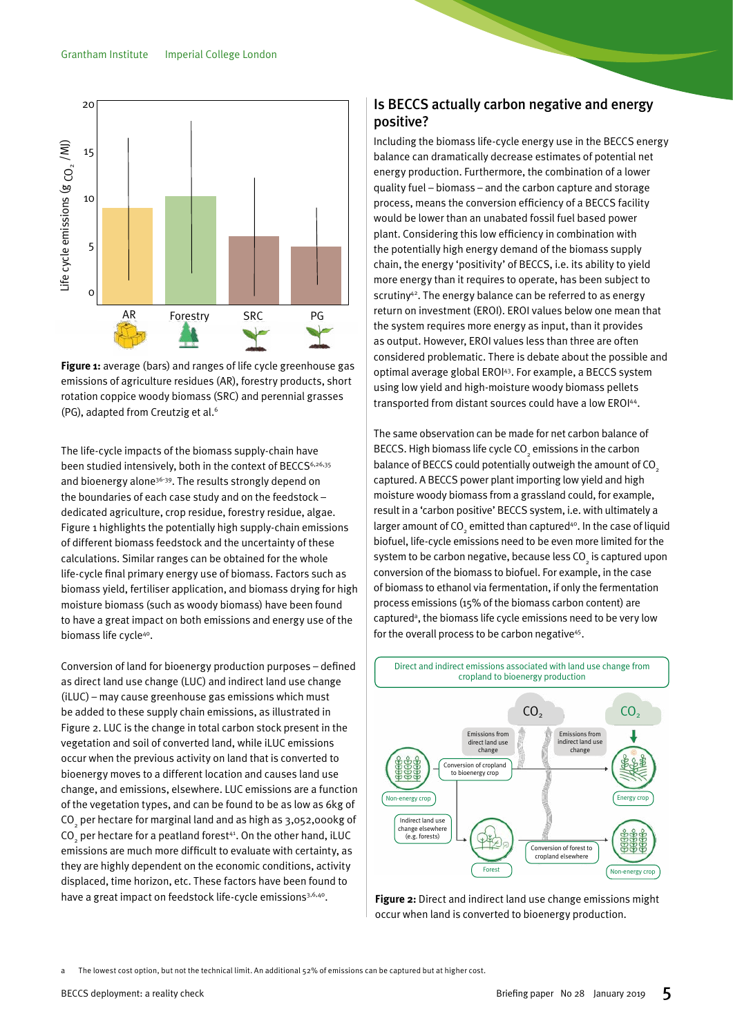**Figure 1:** average (bars) and ranges of life cycle greenhouse gas emissions of agriculture residues (AR), forestry products, short rotation coppice woody biomass (SRC) and perennial grasses (PG), adapted from Creutzig et al.[6]

The life-cycle impacts of the biomass supply-chain have been studied intensively, both in the context of BECCS[6,26,35] and bioenergy alone[36-39]. The results strongly depend on the boundaries of each case study and on the feedstock – dedicated agriculture, crop residue, forestry residue, algae. Figure 1 highlights the potentially high supply-chain emissions of different biomass feedstock and the uncertainty of these calculations. Similar ranges can be obtained for the whole life-cycle final primary energy use of biomass. Factors such as biomass yield, fertiliser application, and biomass drying for high moisture biomass (such as woody biomass) have been found to have a great impact on both emissions and energy use of the biomass life cycle[40].

Conversion of land for bioenergy production purposes – defined as direct land use change (LUC) and indirect land use change (iLUC) – may cause greenhouse gas emissions which must be added to these supply chain emissions, as illustrated in Figure 2. LUC is the change in total carbon stock present in the vegetation and soil of converted land, while iLUC emissions occur when the previous activity on land that is converted to bioenergy moves to a different location and causes land use change, and emissions, elsewhere. LUC emissions are a function of the vegetation types, and can be found to be as low as 6kg of $CO_2$ per hectare for marginal land and as high as 3,052,000kg of $CO_2$ per hectare for a peatland forest[41]. On the other hand, iLUC emissions are much more difficult to evaluate with certainty, as they are highly dependent on the economic conditions, activity displaced, time horizon, etc. These factors have been found to have a great impact on feedstock life-cycle emissions[3,6,40].

## Is BECCS actually carbon negative and energy positive?

Including the biomass life-cycle energy use in the BECCS energy balance can dramatically decrease estimates of potential net energy production. Furthermore, the combination of a lower quality fuel – biomass – and the carbon capture and storage process, means the conversion efficiency of a BECCS facility would be lower than an unabated fossil fuel based power plant. Considering this low efficiency in combination with the potentially high energy demand of the biomass supply chain, the energy 'positivity' of BECCS, i.e. its ability to yield more energy than it requires to operate, has been subject to scrutiny[42]. The energy balance can be referred to as energy return on investment (EROI). EROI values below one mean that the system requires more energy as input, than it provides as output. However, EROI values less than three are often considered problematic. There is debate about the possible and optimal average global EROI[43]. For example, a BECCS system using low yield and high-moisture woody biomass pellets transported from distant sources could have a low EROI[44].

The same observation can be made for net carbon balance of BECCS. High biomass life cycle $CO_2$ emissions in the carbon balance of BECCS could potentially outweigh the amount of $CO_2$ captured. A BECCS power plant importing low yield and high moisture woody biomass from a grassland could, for example, result in a 'carbon positive' BECCS system, i.e. with ultimately a larger amount of $CO_2$ emitted than captured[40]. In the case of liquid biofuel, life-cycle emissions need to be even more limited for the system to be carbon negative, because less $CO_2$ is captured upon conversion of the biomass to biofuel. For example, in the case of biomass to ethanol via fermentation, if only the fermentation process emissions (15% of the biomass carbon content) are captured[a], the biomass life cycle emissions need to be very low for the overall process to be carbon negative[45].

**Figure 2:** Direct and indirect land use change emissions might occur when land is converted to bioenergy production.

a The lowest cost option, but not the technical limit. An additional 52% of emissions can be captured but at higher cost.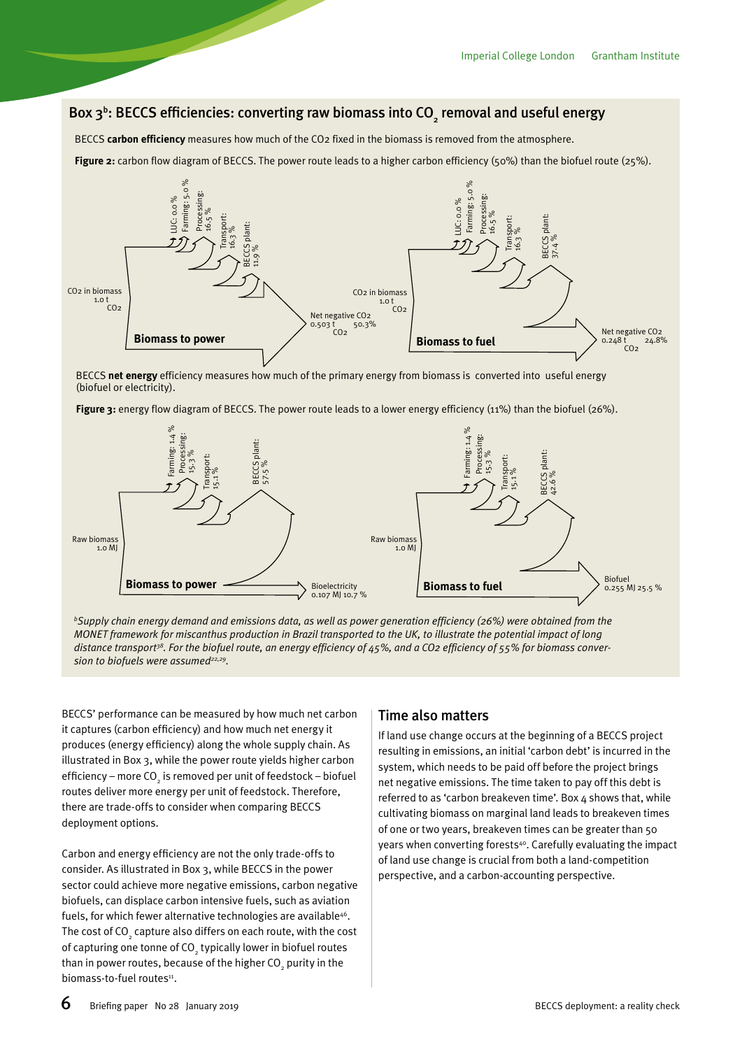## Box 3[b]: BECCS efficiencies: converting raw biomass into $CO_2$ removal and useful energy

BECCS **carbon efficiency** measures how much of the CO2 fixed in the biomass is removed from the atmosphere.

**Figure 2:** carbon flow diagram of BECCS. The power route leads to a higher carbon efficiency (50%) than the biofuel route (25%).

Biomass to power: CO2 in biomass 1.0 t CO2; LUC: 0.0 %; Farming: 5.0 %; Processing: 16.5 %; Transport: 16.3 %; BECCS plant: 11.9 %; Net negative CO2 0.503 t CO2 50.3%

Biomass to fuel: CO2 in biomass 1.0 t CO2; LUC: 0.0 %; Farming: 5.0 %; Processing: 16.5 %; Transport: 16.3 %; BECCS plant: 37.4 %; Net negative CO2 0.248 t CO2 24.8%

BECCS **net energy** efficiency measures how much of the primary energy from biomass is converted into useful energy (biofuel or electricity).

**Figure 3:** energy flow diagram of BECCS. The power route leads to a lower energy efficiency (11%) than the biofuel (26%).

Biomass to power: Raw biomass 1.0 MJ; Farming: 1.4 %; Processing: 15.3 %; Transport: 15.1 %; BECCS plant: 57.5 %; Bioelectricity 0.107 MJ 10.7 %

Biomass to fuel: Raw biomass 1.0 MJ; Farming: 1.4 %; Processing: 15.3 %; Transport: 15.1 %; BECCS plant: 42.6 %; Biofuel 0.255 MJ 25.5 %

*[b]Supply chain energy demand and emissions data, as well as power generation efficiency (26%) were obtained from the MONET framework for miscanthus production in Brazil transported to the UK, to illustrate the potential impact of long distance transport[38]. For the biofuel route, an energy efficiency of 45%, and a CO2 efficiency of 55% for biomass conversion to biofuels were assumed[22,29].*

BECCS' performance can be measured by how much net carbon it captures (carbon efficiency) and how much net energy it produces (energy efficiency) along the whole supply chain. As illustrated in Box 3, while the power route yields higher carbon efficiency – more $CO_2$ is removed per unit of feedstock – biofuel routes deliver more energy per unit of feedstock. Therefore, there are trade-offs to consider when comparing BECCS deployment options.

Carbon and energy efficiency are not the only trade-offs to consider. As illustrated in Box 3, while BECCS in the power sector could achieve more negative emissions, carbon negative biofuels, can displace carbon intensive fuels, such as aviation fuels, for which fewer alternative technologies are available[46]. The cost of $CO_2$ capture also differs on each route, with the cost of capturing one tonne of $CO_2$ typically lower in biofuel routes than in power routes, because of the higher $CO_2$ purity in the biomass-to-fuel routes[11].

## Time also matters

If land use change occurs at the beginning of a BECCS project resulting in emissions, an initial 'carbon debt' is incurred in the system, which needs to be paid off before the project brings net negative emissions. The time taken to pay off this debt is referred to as 'carbon breakeven time'. Box 4 shows that, while cultivating biomass on marginal land leads to breakeven times of one or two years, breakeven times can be greater than 50 years when converting forests[40]. Carefully evaluating the impact of land use change is crucial from both a land-competition perspective, and a carbon-accounting perspective.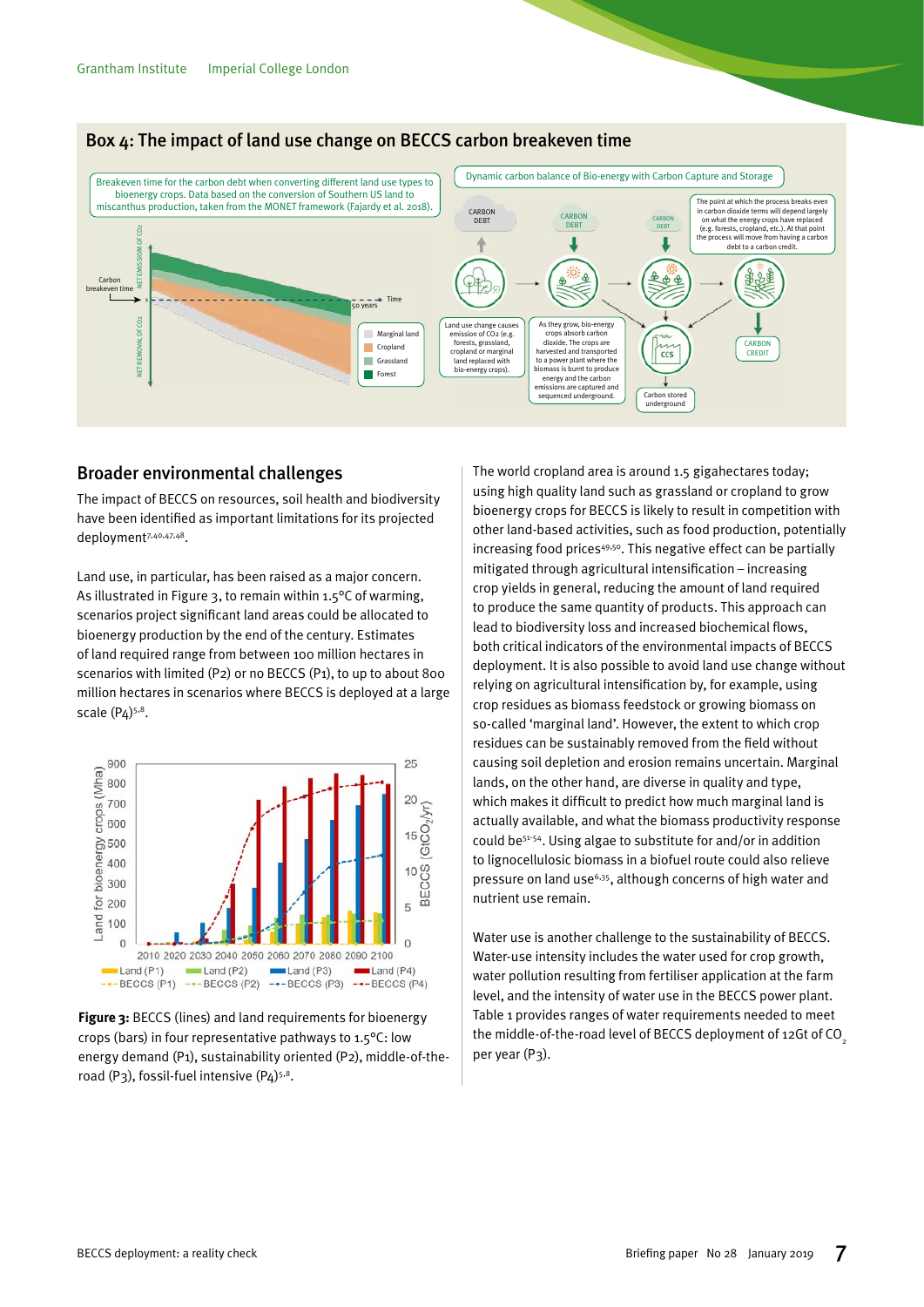## Box 4: The impact of land use change on BECCS carbon breakeven time

Breakeven time for the carbon debt when converting different land use types to bioenergy crops. Data based on the conversion of Southern US land to miscanthus production, taken from the MONET framework (Fajardy et al. 2018).

Dynamic carbon balance of Bio-energy with Carbon Capture and Storage

Land use change causes emission of $CO_2$ (e.g. forests, grassland, cropland or marginal land replaced with bio-energy crops).

As they grow, bio-energy crops absorb carbon dioxide. The crops are harvested and transported to a power plant where the biomass is burnt to produce energy and the carbon emissions are captured and sequenced underground.

Carbon stored underground

The point at which the process breaks even in carbon dioxide terms will depend largely on what the energy crops have replaced (e.g. forests, cropland, etc.). At that point the process will move from having a carbon debt to a carbon credit.

## Broader environmental challenges

The impact of BECCS on resources, soil health and biodiversity have been identified as important limitations for its projected deployment[7,40,47,48].

Land use, in particular, has been raised as a major concern. As illustrated in Figure 3, to remain within 1.5°C of warming, scenarios project significant land areas could be allocated to bioenergy production by the end of the century. Estimates of land required range from between 100 million hectares in scenarios with limited (P2) or no BECCS (P1), to up to about 800 million hectares in scenarios where BECCS is deployed at a large scale (P4)[5,8].

**Figure 3:** BECCS (lines) and land requirements for bioenergy crops (bars) in four representative pathways to 1.5°C: low energy demand (P1), sustainability oriented (P2), middle-of-the-road (P3), fossil-fuel intensive (P4)[5,8].

The world cropland area is around 1.5 gigahectares today; using high quality land such as grassland or cropland to grow bioenergy crops for BECCS is likely to result in competition with other land-based activities, such as food production, potentially increasing food prices[49,50]. This negative effect can be partially mitigated through agricultural intensification – increasing crop yields in general, reducing the amount of land required to produce the same quantity of products. This approach can lead to biodiversity loss and increased biochemical flows, both critical indicators of the environmental impacts of BECCS deployment. It is also possible to avoid land use change without relying on agricultural intensification by, for example, using crop residues as biomass feedstock or growing biomass on so-called 'marginal land'. However, the extent to which crop residues can be sustainably removed from the field without causing soil depletion and erosion remains uncertain. Marginal lands, on the other hand, are diverse in quality and type, which makes it difficult to predict how much marginal land is actually available, and what the biomass productivity response could be[51-54]. Using algae to substitute for and/or in addition to lignocellulosic biomass in a biofuel route could also relieve pressure on land use[6,35], although concerns of high water and nutrient use remain.

Water use is another challenge to the sustainability of BECCS. Water-use intensity includes the water used for crop growth, water pollution resulting from fertiliser application at the farm level, and the intensity of water use in the BECCS power plant. Table 1 provides ranges of water requirements needed to meet the middle-of-the-road level of BECCS deployment of 12Gt of $CO_2$ per year (P3).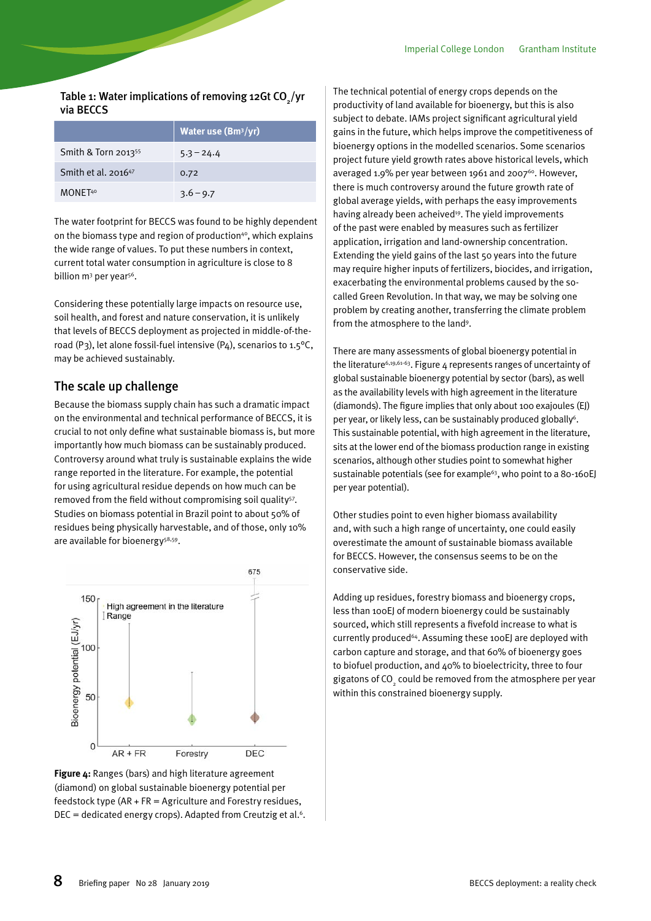**Table 1: Water implications of removing 12Gt $CO_2$/yr via BECCS**

| | Water use ($Bm^3/yr$) |
|---|---|
| Smith & Torn 2013[55] | 5.3 – 24.4 |
| Smith et al. 2016[47] | 0.72 |
| MONET[40] | 3.6 – 9.7 |

The water footprint for BECCS was found to be highly dependent on the biomass type and region of production[40], which explains the wide range of values. To put these numbers in context, current total water consumption in agriculture is close to 8 billion $m^3$ per year[56].

Considering these potentially large impacts on resource use, soil health, and forest and nature conservation, it is unlikely that levels of BECCS deployment as projected in middle-of-the-road (P3), let alone fossil-fuel intensive (P4), scenarios to 1.5°C, may be achieved sustainably.

## The scale up challenge

Because the biomass supply chain has such a dramatic impact on the environmental and technical performance of BECCS, it is crucial to not only define what sustainable biomass is, but more importantly how much biomass can be sustainably produced. Controversy around what truly is sustainable explains the wide range reported in the literature. For example, the potential for using agricultural residue depends on how much can be removed from the field without compromising soil quality[57]. Studies on biomass potential in Brazil point to about 50% of residues being physically harvestable, and of those, only 10% are available for bioenergy[58,59].

**Figure 4:** Ranges (bars) and high literature agreement (diamond) on global sustainable bioenergy potential per feedstock type (AR + FR = Agriculture and Forestry residues, DEC = dedicated energy crops). Adapted from Creutzig et al.[6].

The technical potential of energy crops depends on the productivity of land available for bioenergy, but this is also subject to debate. IAMs project significant agricultural yield gains in the future, which helps improve the competitiveness of bioenergy options in the modelled scenarios. Some scenarios project future yield growth rates above historical levels, which averaged 1.9% per year between 1961 and 2007[60]. However, there is much controversy around the future growth rate of global average yields, with perhaps the easy improvements having already been acheived[19]. The yield improvements of the past were enabled by measures such as fertilizer application, irrigation and land-ownership concentration. Extending the yield gains of the last 50 years into the future may require higher inputs of fertilizers, biocides, and irrigation, exacerbating the environmental problems caused by the so-called Green Revolution. In that way, we may be solving one problem by creating another, transferring the climate problem from the atmosphere to the land[9].

There are many assessments of global bioenergy potential in the literature[6,19,61-63]. Figure 4 represents ranges of uncertainty of global sustainable bioenergy potential by sector (bars), as well as the availability levels with high agreement in the literature (diamonds). The figure implies that only about 100 exajoules (EJ) per year, or likely less, can be sustainably produced globally[6]. This sustainable potential, with high agreement in the literature, sits at the lower end of the biomass production range in existing scenarios, although other studies point to somewhat higher sustainable potentials (see for example[63], who point to a 80-160EJ per year potential).

Other studies point to even higher biomass availability and, with such a high range of uncertainty, one could easily overestimate the amount of sustainable biomass available for BECCS. However, the consensus seems to be on the conservative side.

Adding up residues, forestry biomass and bioenergy crops, less than 100EJ of modern bioenergy could be sustainably sourced, which still represents a fivefold increase to what is currently produced[64]. Assuming these 100EJ are deployed with carbon capture and storage, and that 60% of bioenergy goes to biofuel production, and 40% to bioelectricity, three to four gigatons of $CO_2$ could be removed from the atmosphere per year within this constrained bioenergy supply.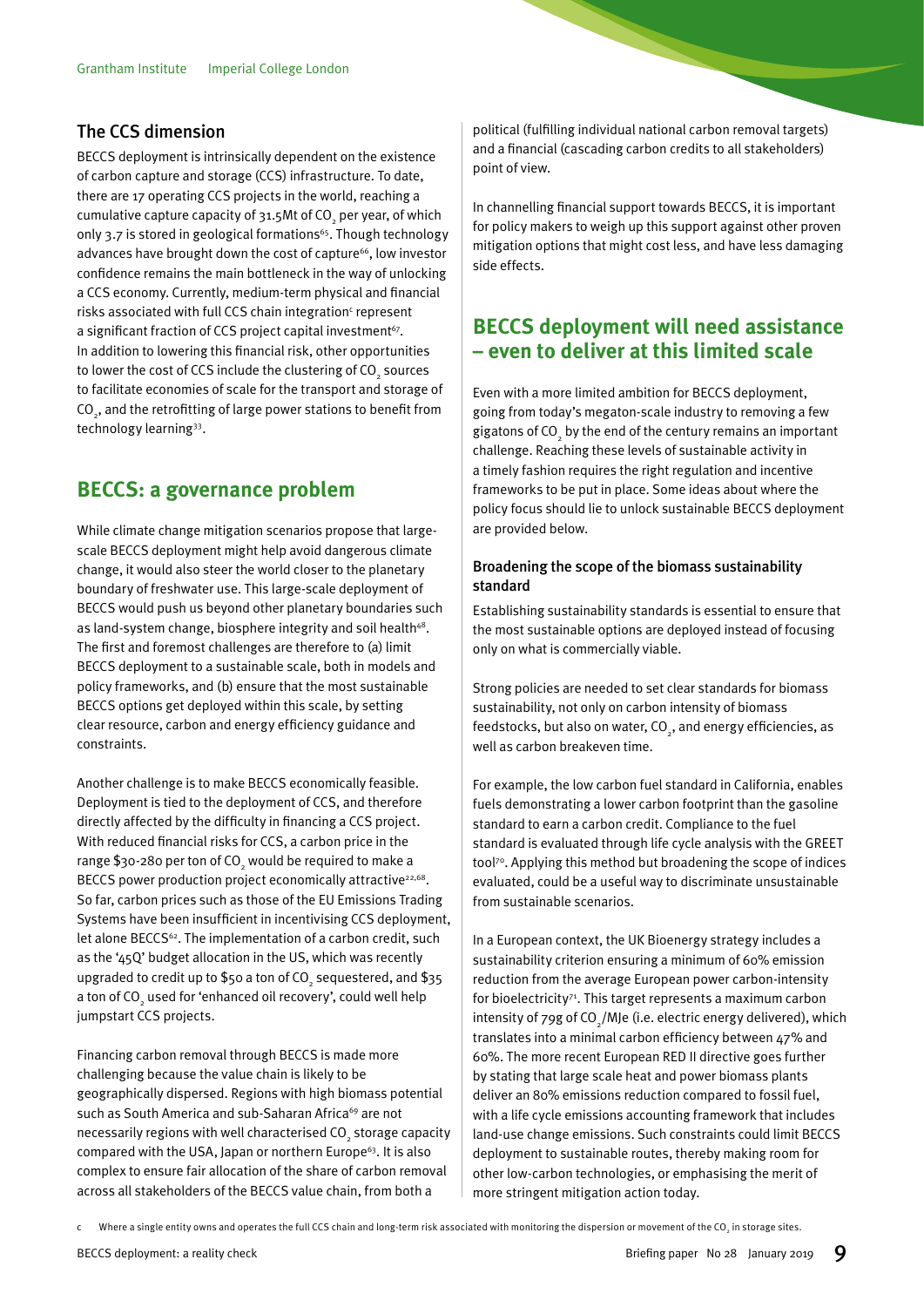### The CCS dimension

BECCS deployment is intrinsically dependent on the existence of carbon capture and storage (CCS) infrastructure. To date, there are 17 operating CCS projects in the world, reaching a cumulative capture capacity of 31.5Mt of $CO_2$ per year, of which only 3.7 is stored in geological formations[65]. Though technology advances have brought down the cost of capture[66], low investor confidence remains the main bottleneck in the way of unlocking a CCS economy. Currently, medium-term physical and financial risks associated with full CCS chain integration[c] represent a significant fraction of CCS project capital investment[67]. In addition to lowering this financial risk, other opportunities to lower the cost of CCS include the clustering of $CO_2$ sources to facilitate economies of scale for the transport and storage of $CO_2$, and the retrofitting of large power stations to benefit from technology learning[33].

## BECCS: a governance problem

While climate change mitigation scenarios propose that large-scale BECCS deployment might help avoid dangerous climate change, it would also steer the world closer to the planetary boundary of freshwater use. This large-scale deployment of BECCS would push us beyond other planetary boundaries such as land-system change, biosphere integrity and soil health[48]. The first and foremost challenges are therefore to (a) limit BECCS deployment to a sustainable scale, both in models and policy frameworks, and (b) ensure that the most sustainable BECCS options get deployed within this scale, by setting clear resource, carbon and energy efficiency guidance and constraints.

Another challenge is to make BECCS economically feasible. Deployment is tied to the deployment of CCS, and therefore directly affected by the difficulty in financing a CCS project. With reduced financial risks for CCS, a carbon price in the range $30-280 per ton of $CO_2$ would be required to make a BECCS power production project economically attractive[22,68]. So far, carbon prices such as those of the EU Emissions Trading Systems have been insufficient in incentivising CCS deployment, let alone BECCS[62]. The implementation of a carbon credit, such as the '45Q' budget allocation in the US, which was recently upgraded to credit up to $50 a ton of $CO_2$ sequestered, and $35 a ton of $CO_2$ used for 'enhanced oil recovery', could well help jumpstart CCS projects.

Financing carbon removal through BECCS is made more challenging because the value chain is likely to be geographically dispersed. Regions with high biomass potential such as South America and sub-Saharan Africa[69] are not necessarily regions with well characterised $CO_2$ storage capacity compared with the USA, Japan or northern Europe[63]. It is also complex to ensure fair allocation of the share of carbon removal across all stakeholders of the BECCS value chain, from both a political (fulfilling individual national carbon removal targets) and a financial (cascading carbon credits to all stakeholders) point of view.

In channelling financial support towards BECCS, it is important for policy makers to weigh up this support against other proven mitigation options that might cost less, and have less damaging side effects.

## BECCS deployment will need assistance – even to deliver at this limited scale

Even with a more limited ambition for BECCS deployment, going from today's megaton-scale industry to removing a few gigatons of $CO_2$ by the end of the century remains an important challenge. Reaching these levels of sustainable activity in a timely fashion requires the right regulation and incentive frameworks to be put in place. Some ideas about where the policy focus should lie to unlock sustainable BECCS deployment are provided below.

### Broadening the scope of the biomass sustainability standard

Establishing sustainability standards is essential to ensure that the most sustainable options are deployed instead of focusing only on what is commercially viable.

Strong policies are needed to set clear standards for biomass sustainability, not only on carbon intensity of biomass feedstocks, but also on water, $CO_2$, and energy efficiencies, as well as carbon breakeven time.

For example, the low carbon fuel standard in California, enables fuels demonstrating a lower carbon footprint than the gasoline standard to earn a carbon credit. Compliance to the fuel standard is evaluated through life cycle analysis with the GREET tool[70]. Applying this method but broadening the scope of indices evaluated, could be a useful way to discriminate unsustainable from sustainable scenarios.

In a European context, the UK Bioenergy strategy includes a sustainability criterion ensuring a minimum of 60% emission reduction from the average European power carbon-intensity for bioelectricity[71]. This target represents a maximum carbon intensity of 79g of $CO_2$/MJe (i.e. electric energy delivered), which translates into a minimal carbon efficiency between 47% and 60%. The more recent European RED II directive goes further by stating that large scale heat and power biomass plants deliver an 80% emissions reduction compared to fossil fuel, with a life cycle emissions accounting framework that includes land-use change emissions. Such constraints could limit BECCS deployment to sustainable routes, thereby making room for other low-carbon technologies, or emphasising the merit of more stringent mitigation action today.

c Where a single entity owns and operates the full CCS chain and long-term risk associated with monitoring the dispersion or movement of the $CO_2$ in storage sites.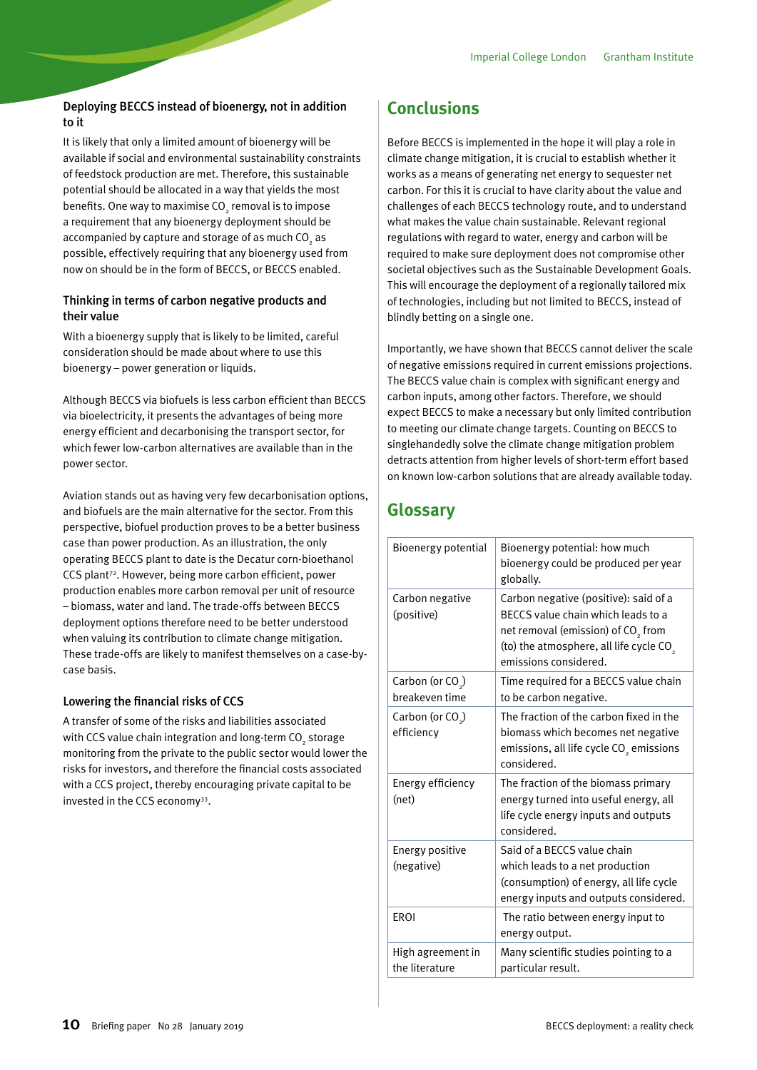### Deploying BECCS instead of bioenergy, not in addition to it

It is likely that only a limited amount of bioenergy will be available if social and environmental sustainability constraints of feedstock production are met. Therefore, this sustainable potential should be allocated in a way that yields the most benefits. One way to maximise $CO_2$ removal is to impose a requirement that any bioenergy deployment should be accompanied by capture and storage of as much $CO_2$ as possible, effectively requiring that any bioenergy used from now on should be in the form of BECCS, or BECCS enabled.

### Thinking in terms of carbon negative products and their value

With a bioenergy supply that is likely to be limited, careful consideration should be made about where to use this bioenergy – power generation or liquids.

Although BECCS via biofuels is less carbon efficient than BECCS via bioelectricity, it presents the advantages of being more energy efficient and decarbonising the transport sector, for which fewer low-carbon alternatives are available than in the power sector.

Aviation stands out as having very few decarbonisation options, and biofuels are the main alternative for the sector. From this perspective, biofuel production proves to be a better business case than power production. As an illustration, the only operating BECCS plant to date is the Decatur corn-bioethanol CCS plant[72]. However, being more carbon efficient, power production enables more carbon removal per unit of resource – biomass, water and land. The trade-offs between BECCS deployment options therefore need to be better understood when valuing its contribution to climate change mitigation. These trade-offs are likely to manifest themselves on a case-by-case basis.

### Lowering the financial risks of CCS

A transfer of some of the risks and liabilities associated with CCS value chain integration and long-term $CO_2$ storage monitoring from the private to the public sector would lower the risks for investors, and therefore the financial costs associated with a CCS project, thereby encouraging private capital to be invested in the CCS economy[33].

## Conclusions

Before BECCS is implemented in the hope it will play a role in climate change mitigation, it is crucial to establish whether it works as a means of generating net energy to sequester net carbon. For this it is crucial to have clarity about the value and challenges of each BECCS technology route, and to understand what makes the value chain sustainable. Relevant regional regulations with regard to water, energy and carbon will be required to make sure deployment does not compromise other societal objectives such as the Sustainable Development Goals. This will encourage the deployment of a regionally tailored mix of technologies, including but not limited to BECCS, instead of blindly betting on a single one.

Importantly, we have shown that BECCS cannot deliver the scale of negative emissions required in current emissions projections. The BECCS value chain is complex with significant energy and carbon inputs, among other factors. Therefore, we should expect BECCS to make a necessary but only limited contribution to meeting our climate change targets. Counting on BECCS to singlehandedly solve the climate change mitigation problem detracts attention from higher levels of short-term effort based on known low-carbon solutions that are already available today.

## Glossary

| | |
|---|---|
| Bioenergy potential | Bioenergy potential: how much bioenergy could be produced per year globally. |
| Carbon negative (positive) | Carbon negative (positive): said of a BECCS value chain which leads to a net removal (emission) of $CO_2$ from (to) the atmosphere, all life cycle $CO_2$ emissions considered. |
| Carbon (or $CO_2$) breakeven time | Time required for a BECCS value chain to be carbon negative. |
| Carbon (or $CO_2$) efficiency | The fraction of the carbon fixed in the biomass which becomes net negative emissions, all life cycle $CO_2$ emissions considered. |
| Energy efficiency (net) | The fraction of the biomass primary energy turned into useful energy, all life cycle energy inputs and outputs considered. |
| Energy positive (negative) | Said of a BECCS value chain which leads to a net production (consumption) of energy, all life cycle energy inputs and outputs considered. |
| EROI | The ratio between energy input to energy output. |
| High agreement in the literature | Many scientific studies pointing to a particular result. |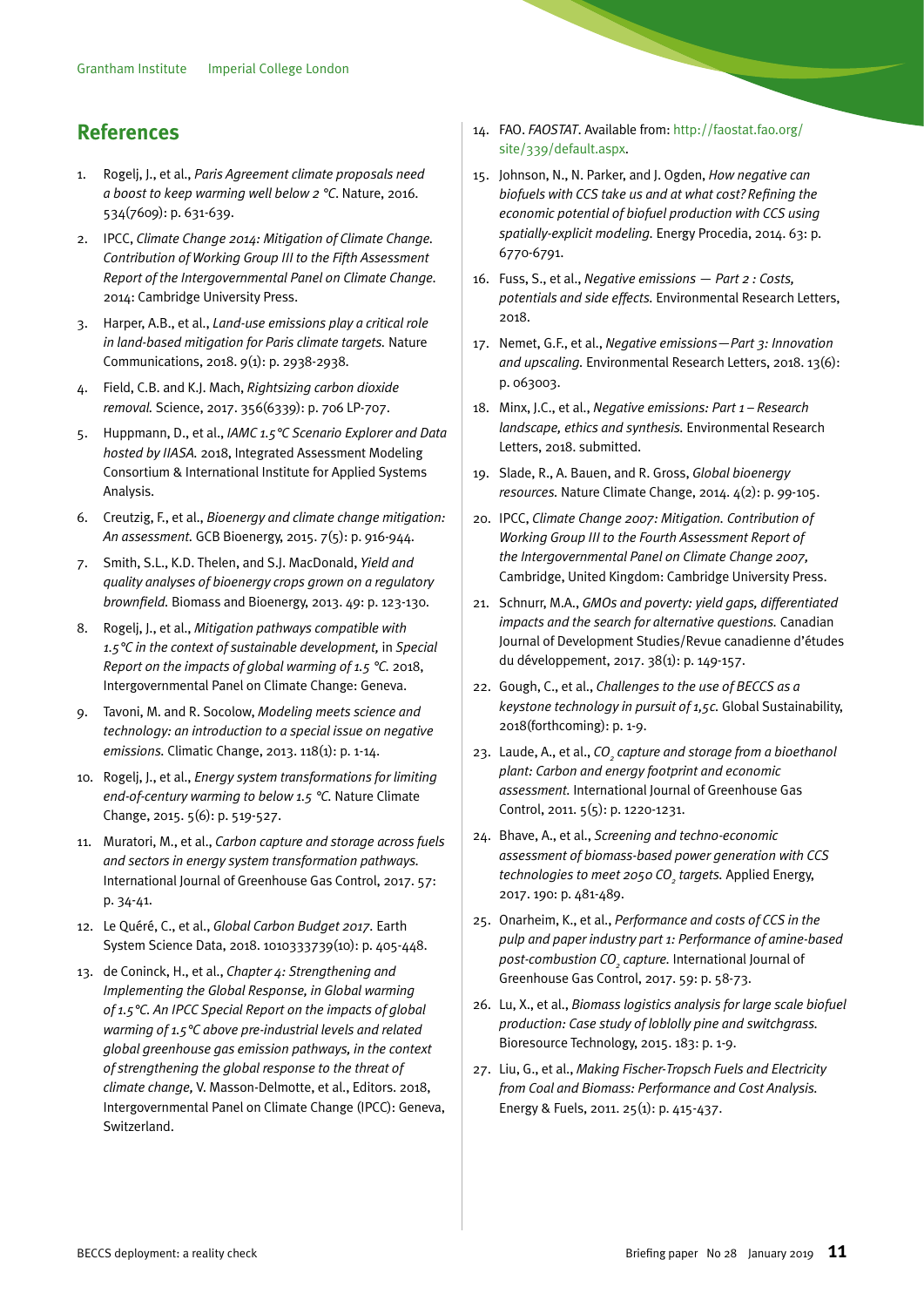## References

1. Rogelj, J., et al., *Paris Agreement climate proposals need a boost to keep warming well below 2 °C*. Nature, 2016. 534(7609): p. 631-639.
2. IPCC, *Climate Change 2014: Mitigation of Climate Change. Contribution of Working Group III to the Fifth Assessment Report of the Intergovernmental Panel on Climate Change*. 2014: Cambridge University Press.
3. Harper, A.B., et al., *Land-use emissions play a critical role in land-based mitigation for Paris climate targets.* Nature Communications, 2018. 9(1): p. 2938-2938.
4. Field, C.B. and K.J. Mach, *Rightsizing carbon dioxide removal.* Science, 2017. 356(6339): p. 706 LP-707.
5. Huppmann, D., et al., *IAMC 1.5°C Scenario Explorer and Data hosted by IIASA.* 2018, Integrated Assessment Modeling Consortium & International Institute for Applied Systems Analysis.
6. Creutzig, F., et al., *Bioenergy and climate change mitigation: An assessment.* GCB Bioenergy, 2015. 7(5): p. 916-944.
7. Smith, S.L., K.D. Thelen, and S.J. MacDonald, *Yield and quality analyses of bioenergy crops grown on a regulatory brownfield*. Biomass and Bioenergy, 2013. 49: p. 123-130.
8. Rogelj, J., et al., *Mitigation pathways compatible with 1.5°C in the context of sustainable development,* in *Special Report on the impacts of global warming of 1.5 °C.* 2018, Intergovernmental Panel on Climate Change: Geneva.
9. Tavoni, M. and R. Socolow, *Modeling meets science and technology: an introduction to a special issue on negative emissions.* Climatic Change, 2013. 118(1): p. 1-14.
10. Rogelj, J., et al., *Energy system transformations for limiting end-of-century warming to below 1.5 °C.* Nature Climate Change, 2015. 5(6): p. 519-527.
11. Muratori, M., et al., *Carbon capture and storage across fuels and sectors in energy system transformation pathways.* International Journal of Greenhouse Gas Control, 2017. 57: p. 34-41.
12. Le Quéré, C., et al., *Global Carbon Budget 2017.* Earth System Science Data, 2018. 1010333739(10): p. 405-448.
13. de Coninck, H., et al., *Chapter 4: Strengthening and Implementing the Global Response, in Global warming of 1.5°C. An IPCC Special Report on the impacts of global warming of 1.5°C above pre-industrial levels and related global greenhouse gas emission pathways, in the context of strengthening the global response to the threat of climate change,* V. Masson-Delmotte, et al., Editors. 2018, Intergovernmental Panel on Climate Change (IPCC): Geneva, Switzerland.
14. FAO. *FAOSTAT*. Available from: http://faostat.fao.org/site/339/default.aspx.
15. Johnson, N., N. Parker, and J. Ogden, *How negative can biofuels with CCS take us and at what cost? Refining the economic potential of biofuel production with CCS using spatially-explicit modeling.* Energy Procedia, 2014. 63: p. 6770-6791.
16. Fuss, S., et al., *Negative emissions — Part 2 : Costs, potentials and side effects.* Environmental Research Letters, 2018.
17. Nemet, G.F., et al., *Negative emissions—Part 3: Innovation and upscaling.* Environmental Research Letters, 2018. 13(6): p. 063003.
18. Minx, J.C., et al., *Negative emissions: Part 1 – Research landscape, ethics and synthesis.* Environmental Research Letters, 2018. submitted.
19. Slade, R., A. Bauen, and R. Gross, *Global bioenergy resources.* Nature Climate Change, 2014. 4(2): p. 99-105.
20. IPCC, *Climate Change 2007: Mitigation. Contribution of Working Group III to the Fourth Assessment Report of the Intergovernmental Panel on Climate Change 2007,* Cambridge, United Kingdom: Cambridge University Press.
21. Schnurr, M.A., *GMOs and poverty: yield gaps, differentiated impacts and the search for alternative questions.* Canadian Journal of Development Studies/Revue canadienne d'études du développement, 2017. 38(1): p. 149-157.
22. Gough, C., et al., *Challenges to the use of BECCS as a keystone technology in pursuit of 1,5c.* Global Sustainability, 2018(forthcoming): p. 1-9.
23. Laude, A., et al., *$CO_2$ capture and storage from a bioethanol plant: Carbon and energy footprint and economic assessment.* International Journal of Greenhouse Gas Control, 2011. 5(5): p. 1220-1231.
24. Bhave, A., et al., *Screening and techno-economic assessment of biomass-based power generation with CCS technologies to meet 2050 $CO_2$ targets.* Applied Energy, 2017. 190: p. 481-489.
25. Onarheim, K., et al., *Performance and costs of CCS in the pulp and paper industry part 1: Performance of amine-based post-combustion $CO_2$ capture.* International Journal of Greenhouse Gas Control, 2017. 59: p. 58-73.
26. Lu, X., et al., *Biomass logistics analysis for large scale biofuel production: Case study of loblolly pine and switchgrass.* Bioresource Technology, 2015. 183: p. 1-9.
27. Liu, G., et al., *Making Fischer-Tropsch Fuels and Electricity from Coal and Biomass: Performance and Cost Analysis.* Energy & Fuels, 2011. 25(1): p. 415-437.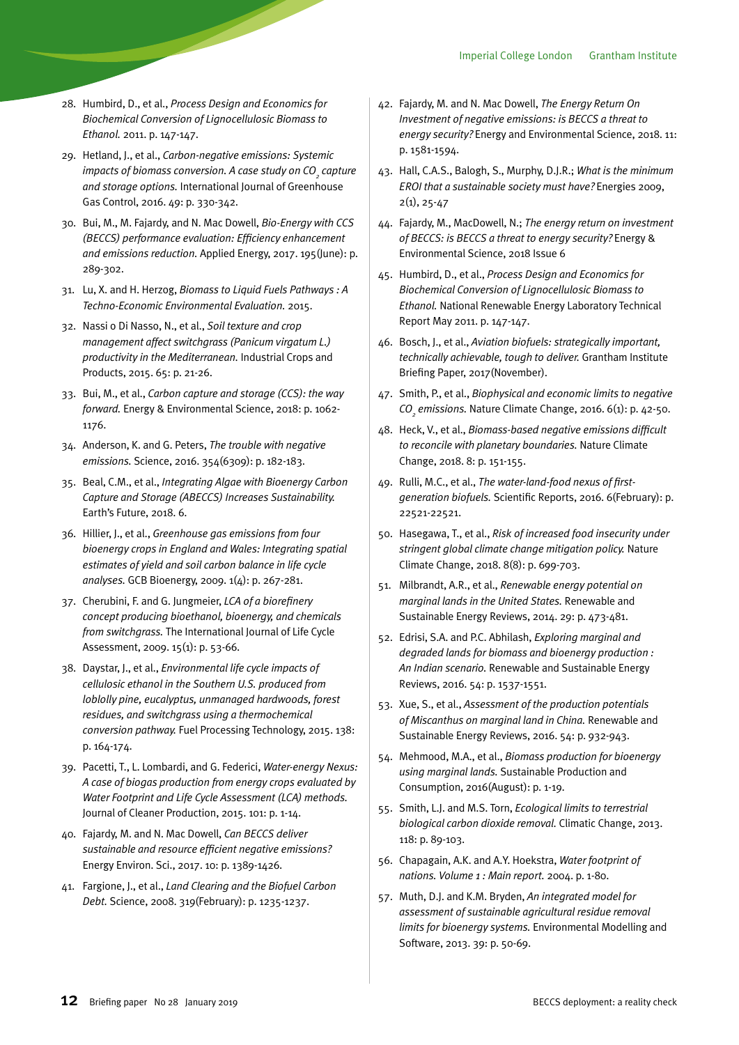28. Humbird, D., et al., *Process Design and Economics for Biochemical Conversion of Lignocellulosic Biomass to Ethanol.* 2011. p. 147-147.
29. Hetland, J., et al., *Carbon-negative emissions: Systemic impacts of biomass conversion. A case study on $CO_2$ capture and storage options.* International Journal of Greenhouse Gas Control, 2016. 49: p. 330-342.
30. Bui, M., M. Fajardy, and N. Mac Dowell, *Bio-Energy with CCS (BECCS) performance evaluation: Efficiency enhancement and emissions reduction.* Applied Energy, 2017. 195(June): p. 289-302.
31. Lu, X. and H. Herzog, *Biomass to Liquid Fuels Pathways : A Techno-Economic Environmental Evaluation.* 2015.
32. Nassi o Di Nasso, N., et al., *Soil texture and crop management affect switchgrass (Panicum virgatum L.) productivity in the Mediterranean.* Industrial Crops and Products, 2015. 65: p. 21-26.
33. Bui, M., et al., *Carbon capture and storage (CCS): the way forward.* Energy & Environmental Science, 2018: p. 1062-1176.
34. Anderson, K. and G. Peters, *The trouble with negative emissions.* Science, 2016. 354(6309): p. 182-183.
35. Beal, C.M., et al., *Integrating Algae with Bioenergy Carbon Capture and Storage (ABECCS) Increases Sustainability.* Earth's Future, 2018. 6.
36. Hillier, J., et al., *Greenhouse gas emissions from four bioenergy crops in England and Wales: Integrating spatial estimates of yield and soil carbon balance in life cycle analyses.* GCB Bioenergy, 2009. 1(4): p. 267-281.
37. Cherubini, F. and G. Jungmeier, *LCA of a biorefinery concept producing bioethanol, bioenergy, and chemicals from switchgrass.* The International Journal of Life Cycle Assessment, 2009. 15(1): p. 53-66.
38. Daystar, J., et al., *Environmental life cycle impacts of cellulosic ethanol in the Southern U.S. produced from loblolly pine, eucalyptus, unmanaged hardwoods, forest residues, and switchgrass using a thermochemical conversion pathway.* Fuel Processing Technology, 2015. 138: p. 164-174.
39. Pacetti, T., L. Lombardi, and G. Federici, *Water-energy Nexus: A case of biogas production from energy crops evaluated by Water Footprint and Life Cycle Assessment (LCA) methods.* Journal of Cleaner Production, 2015. 101: p. 1-14.
40. Fajardy, M. and N. Mac Dowell, *Can BECCS deliver sustainable and resource efficient negative emissions?* Energy Environ. Sci., 2017. 10: p. 1389-1426.
41. Fargione, J., et al., *Land Clearing and the Biofuel Carbon Debt.* Science, 2008. 319(February): p. 1235-1237.
42. Fajardy, M. and N. Mac Dowell, *The Energy Return On Investment of negative emissions: is BECCS a threat to energy security?* Energy and Environmental Science, 2018. 11: p. 1581-1594.
43. Hall, C.A.S., Balogh, S., Murphy, D.J.R.; *What is the minimum EROI that a sustainable society must have?* Energies 2009, 2(1), 25-47
44. Fajardy, M., MacDowell, N.; *The energy return on investment of BECCS: is BECCS a threat to energy security?* Energy & Environmental Science, 2018 Issue 6
45. Humbird, D., et al., *Process Design and Economics for Biochemical Conversion of Lignocellulosic Biomass to Ethanol.* National Renewable Energy Laboratory Technical Report May 2011. p. 147-147.
46. Bosch, J., et al., *Aviation biofuels: strategically important, technically achievable, tough to deliver.* Grantham Institute Briefing Paper, 2017(November).
47. Smith, P., et al., *Biophysical and economic limits to negative $CO_2$ emissions.* Nature Climate Change, 2016. 6(1): p. 42-50.
48. Heck, V., et al., *Biomass-based negative emissions difficult to reconcile with planetary boundaries.* Nature Climate Change, 2018. 8: p. 151-155.
49. Rulli, M.C., et al., *The water-land-food nexus of first-generation biofuels.* Scientific Reports, 2016. 6(February): p. 22521-22521.
50. Hasegawa, T., et al., *Risk of increased food insecurity under stringent global climate change mitigation policy.* Nature Climate Change, 2018. 8(8): p. 699-703.
51. Milbrandt, A.R., et al., *Renewable energy potential on marginal lands in the United States.* Renewable and Sustainable Energy Reviews, 2014. 29: p. 473-481.
52. Edrisi, S.A. and P.C. Abhilash, *Exploring marginal and degraded lands for biomass and bioenergy production : An Indian scenario.* Renewable and Sustainable Energy Reviews, 2016. 54: p. 1537-1551.
53. Xue, S., et al., *Assessment of the production potentials of Miscanthus on marginal land in China.* Renewable and Sustainable Energy Reviews, 2016. 54: p. 932-943.
54. Mehmood, M.A., et al., *Biomass production for bioenergy using marginal lands.* Sustainable Production and Consumption, 2016(August): p. 1-19.
55. Smith, L.J. and M.S. Torn, *Ecological limits to terrestrial biological carbon dioxide removal.* Climatic Change, 2013. 118: p. 89-103.
56. Chapagain, A.K. and A.Y. Hoekstra, *Water footprint of nations. Volume 1 : Main report.* 2004. p. 1-80.
57. Muth, D.J. and K.M. Bryden, *An integrated model for assessment of sustainable agricultural residue removal limits for bioenergy systems.* Environmental Modelling and Software, 2013. 39: p. 50-69.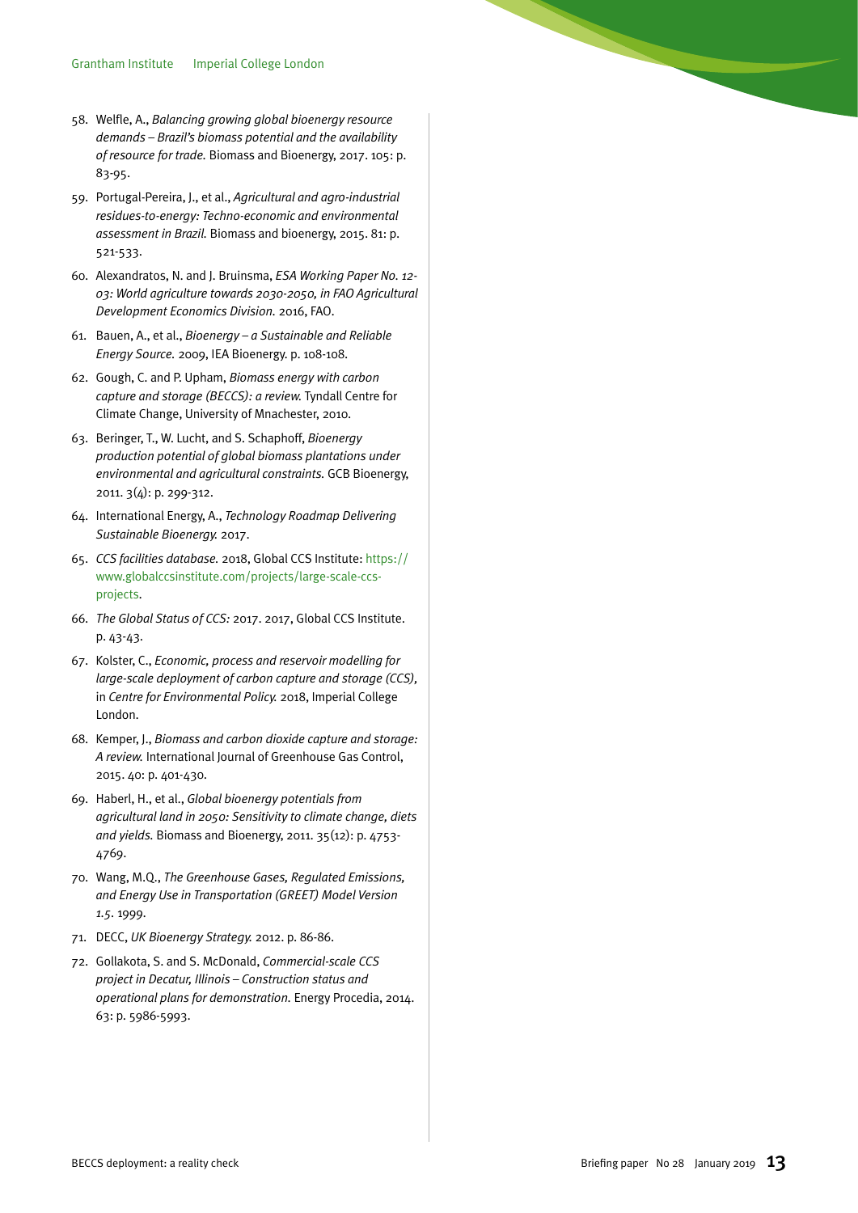58. Welfle, A., *Balancing growing global bioenergy resource demands – Brazil's biomass potential and the availability of resource for trade.* Biomass and Bioenergy, 2017. 105: p. 83-95.
59. Portugal-Pereira, J., et al., *Agricultural and agro-industrial residues-to-energy: Techno-economic and environmental assessment in Brazil.* Biomass and bioenergy, 2015. 81: p. 521-533.
60. Alexandratos, N. and J. Bruinsma, *ESA Working Paper No. 12-03: World agriculture towards 2030-2050, in FAO Agricultural Development Economics Division.* 2016, FAO.
61. Bauen, A., et al., *Bioenergy – a Sustainable and Reliable Energy Source.* 2009, IEA Bioenergy. p. 108-108.
62. Gough, C. and P. Upham, *Biomass energy with carbon capture and storage (BECCS): a review.* Tyndall Centre for Climate Change, University of Mnachester, 2010.
63. Beringer, T., W. Lucht, and S. Schaphoff, *Bioenergy production potential of global biomass plantations under environmental and agricultural constraints.* GCB Bioenergy, 2011. 3(4): p. 299-312.
64. International Energy, A., *Technology Roadmap Delivering Sustainable Bioenergy.* 2017.
65. *CCS facilities database.* 2018, Global CCS Institute: https://www.globalccsinstitute.com/projects/large-scale-ccs-projects.
66. *The Global Status of CCS:* 2017. 2017, Global CCS Institute. p. 43-43.
67. Kolster, C., *Economic, process and reservoir modelling for large-scale deployment of carbon capture and storage (CCS),* in *Centre for Environmental Policy.* 2018, Imperial College London.
68. Kemper, J., *Biomass and carbon dioxide capture and storage: A review.* International Journal of Greenhouse Gas Control, 2015. 40: p. 401-430.
69. Haberl, H., et al., *Global bioenergy potentials from agricultural land in 2050: Sensitivity to climate change, diets and yields.* Biomass and Bioenergy, 2011. 35(12): p. 4753-4769.
70. Wang, M.Q., *The Greenhouse Gases, Regulated Emissions, and Energy Use in Transportation (GREET) Model Version 1.5.* 1999.
71. DECC, *UK Bioenergy Strategy.* 2012. p. 86-86.
72. Gollakota, S. and S. McDonald, *Commercial-scale CCS project in Decatur, Illinois – Construction status and operational plans for demonstration.* Energy Procedia, 2014. 63: p. 5986-5993.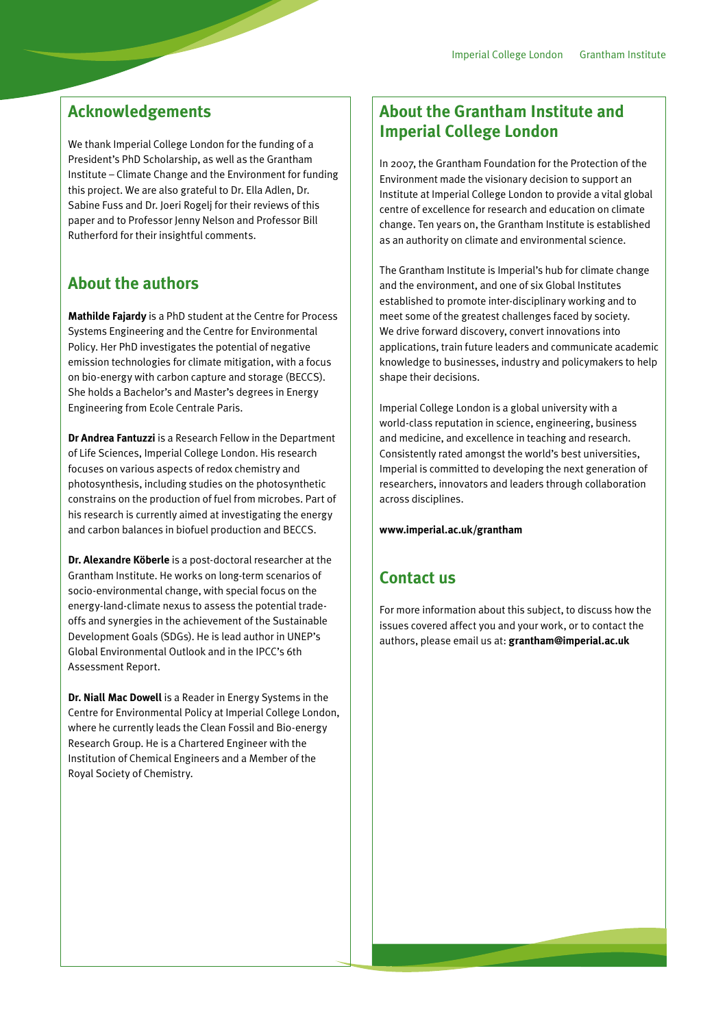## Acknowledgements

We thank Imperial College London for the funding of a President's PhD Scholarship, as well as the Grantham Institute – Climate Change and the Environment for funding this project. We are also grateful to Dr. Ella Adlen, Dr. Sabine Fuss and Dr. Joeri Rogelj for their reviews of this paper and to Professor Jenny Nelson and Professor Bill Rutherford for their insightful comments.

## About the authors

**Mathilde Fajardy** is a PhD student at the Centre for Process Systems Engineering and the Centre for Environmental Policy. Her PhD investigates the potential of negative emission technologies for climate mitigation, with a focus on bio-energy with carbon capture and storage (BECCS). She holds a Bachelor's and Master's degrees in Energy Engineering from Ecole Centrale Paris.

**Dr Andrea Fantuzzi** is a Research Fellow in the Department of Life Sciences, Imperial College London. His research focuses on various aspects of redox chemistry and photosynthesis, including studies on the photosynthetic constrains on the production of fuel from microbes. Part of his research is currently aimed at investigating the energy and carbon balances in biofuel production and BECCS.

**Dr. Alexandre Köberle** is a post-doctoral researcher at the Grantham Institute. He works on long-term scenarios of socio-environmental change, with special focus on the energy-land-climate nexus to assess the potential trade-offs and synergies in the achievement of the Sustainable Development Goals (SDGs). He is lead author in UNEP's Global Environmental Outlook and in the IPCC's 6th Assessment Report.

**Dr. Niall Mac Dowell** is a Reader in Energy Systems in the Centre for Environmental Policy at Imperial College London, where he currently leads the Clean Fossil and Bio-energy Research Group. He is a Chartered Engineer with the Institution of Chemical Engineers and a Member of the Royal Society of Chemistry.

## About the Grantham Institute and Imperial College London

In 2007, the Grantham Foundation for the Protection of the Environment made the visionary decision to support an Institute at Imperial College London to provide a vital global centre of excellence for research and education on climate change. Ten years on, the Grantham Institute is established as an authority on climate and environmental science.

The Grantham Institute is Imperial's hub for climate change and the environment, and one of six Global Institutes established to promote inter-disciplinary working and to meet some of the greatest challenges faced by society. We drive forward discovery, convert innovations into applications, train future leaders and communicate academic knowledge to businesses, industry and policymakers to help shape their decisions.

Imperial College London is a global university with a world-class reputation in science, engineering, business and medicine, and excellence in teaching and research. Consistently rated amongst the world's best universities, Imperial is committed to developing the next generation of researchers, innovators and leaders through collaboration across disciplines.

**www.imperial.ac.uk/grantham**

## Contact us

For more information about this subject, to discuss how the issues covered affect you and your work, or to contact the authors, please email us at: **grantham@imperial.ac.uk**